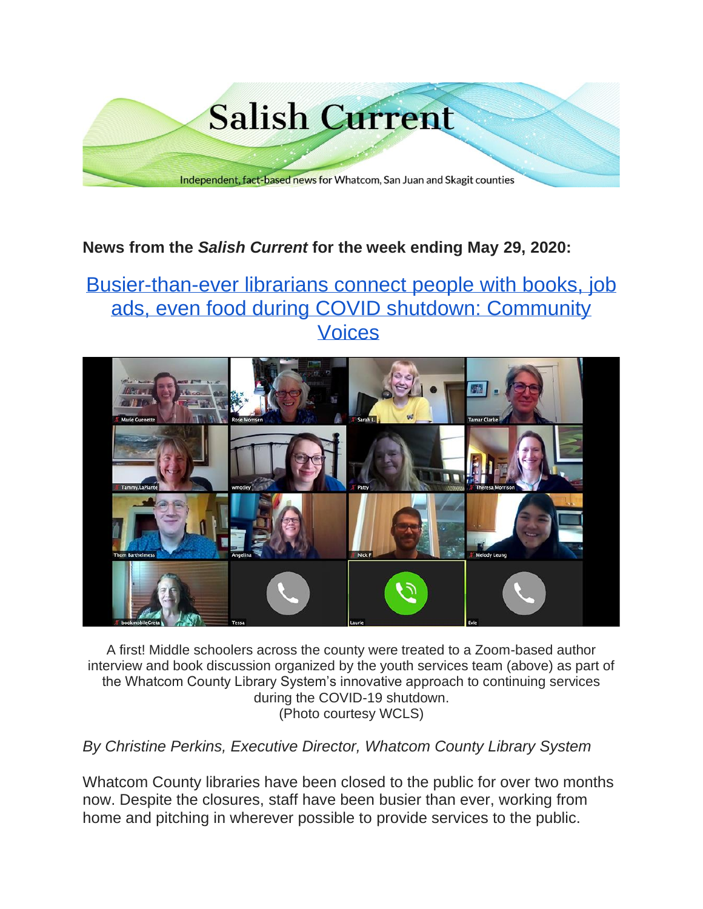# Salish Current

Independent, fact-based news for Whatcom, San Juan and Skagit counties

**News from the *Salish Current* for the week ending May 29, 2020:**

## Busier-than-ever librarians connect people with books, job ads, even food during COVID shutdown: Community Voices

A first! Middle schoolers across the county were treated to a Zoom-based author interview and book discussion organized by the youth services team (above) as part of the Whatcom County Library System's innovative approach to continuing services during the COVID-19 shutdown.
(Photo courtesy WCLS)

*By Christine Perkins, Executive Director, Whatcom County Library System*

Whatcom County libraries have been closed to the public for over two months now. Despite the closures, staff have been busier than ever, working from home and pitching in wherever possible to provide services to the public.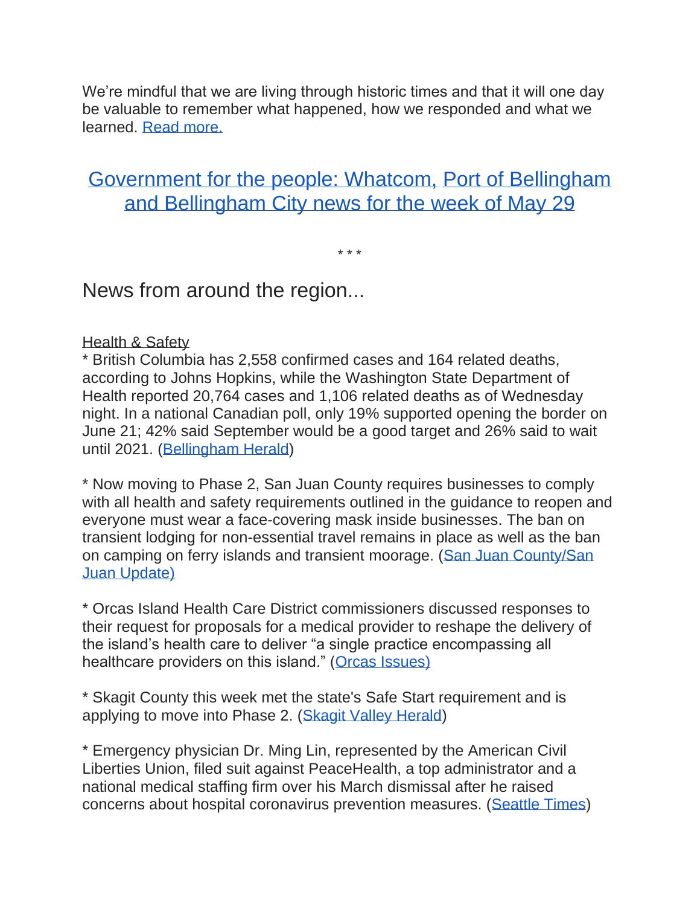We're mindful that we are living through historic times and that it will one day be valuable to remember what happened, how we responded and what we learned. [Read more.]

## [Government for the people: Whatcom, Port of Bellingham and Bellingham City news for the week of May 29]

\* \* \*

## News from around the region...

Health & Safety

\* British Columbia has 2,558 confirmed cases and 164 related deaths, according to Johns Hopkins, while the Washington State Department of Health reported 20,764 cases and 1,106 related deaths as of Wednesday night. In a national Canadian poll, only 19% supported opening the border on June 21; 42% said September would be a good target and 26% said to wait until 2021. ([Bellingham Herald])

\* Now moving to Phase 2, San Juan County requires businesses to comply with all health and safety requirements outlined in the guidance to reopen and everyone must wear a face-covering mask inside businesses. The ban on transient lodging for non-essential travel remains in place as well as the ban on camping on ferry islands and transient moorage. ([San Juan County/San Juan Update])

\* Orcas Island Health Care District commissioners discussed responses to their request for proposals for a medical provider to reshape the delivery of the island's health care to deliver "a single practice encompassing all healthcare providers on this island." ([Orcas Issues])

\* Skagit County this week met the state's Safe Start requirement and is applying to move into Phase 2. ([Skagit Valley Herald])

\* Emergency physician Dr. Ming Lin, represented by the American Civil Liberties Union, filed suit against PeaceHealth, a top administrator and a national medical staffing firm over his March dismissal after he raised concerns about hospital coronavirus prevention measures. ([Seattle Times])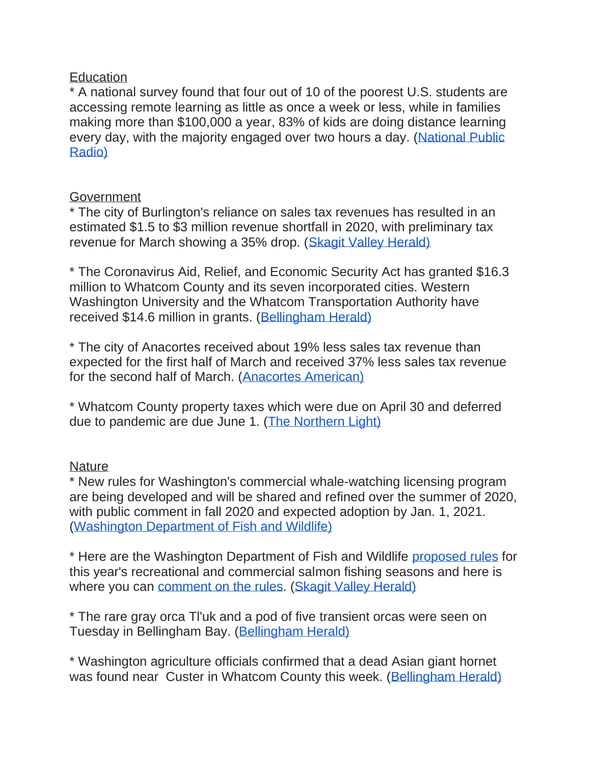Education

* A national survey found that four out of 10 of the poorest U.S. students are accessing remote learning as little as once a week or less, while in families making more than $100,000 a year, 83% of kids are doing distance learning every day, with the majority engaged over two hours a day. (National Public Radio)

Government

* The city of Burlington's reliance on sales tax revenues has resulted in an estimated $1.5 to $3 million revenue shortfall in 2020, with preliminary tax revenue for March showing a 35% drop. (Skagit Valley Herald)

* The Coronavirus Aid, Relief, and Economic Security Act has granted $16.3 million to Whatcom County and its seven incorporated cities. Western Washington University and the Whatcom Transportation Authority have received $14.6 million in grants. (Bellingham Herald)

* The city of Anacortes received about 19% less sales tax revenue than expected for the first half of March and received 37% less sales tax revenue for the second half of March. (Anacortes American)

* Whatcom County property taxes which were due on April 30 and deferred due to pandemic are due June 1. (The Northern Light)

Nature

* New rules for Washington's commercial whale-watching licensing program are being developed and will be shared and refined over the summer of 2020, with public comment in fall 2020 and expected adoption by Jan. 1, 2021. (Washington Department of Fish and Wildlife)

* Here are the Washington Department of Fish and Wildlife proposed rules for this year's recreational and commercial salmon fishing seasons and here is where you can comment on the rules. (Skagit Valley Herald)

* The rare gray orca Tl'uk and a pod of five transient orcas were seen on Tuesday in Bellingham Bay. (Bellingham Herald)

* Washington agriculture officials confirmed that a dead Asian giant hornet was found near Custer in Whatcom County this week. (Bellingham Herald)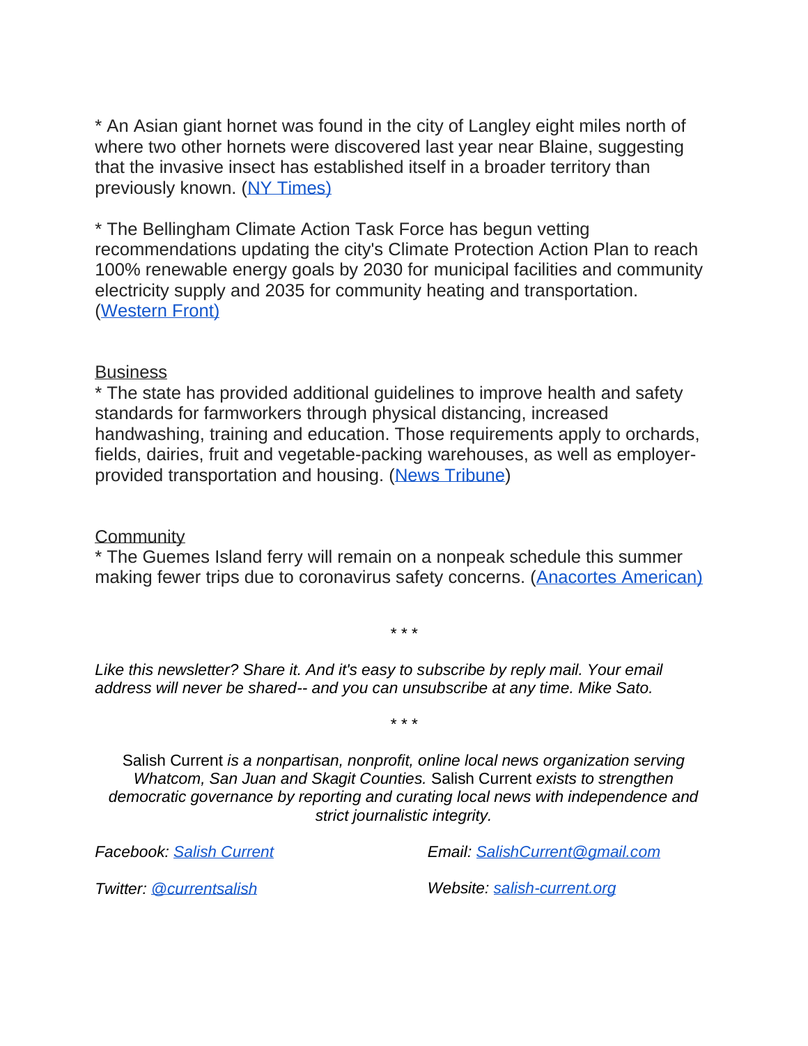* An Asian giant hornet was found in the city of Langley eight miles north of where two other hornets were discovered last year near Blaine, suggesting that the invasive insect has established itself in a broader territory than previously known. ([NY Times)](#)

* The Bellingham Climate Action Task Force has begun vetting recommendations updating the city's Climate Protection Action Plan to reach 100% renewable energy goals by 2030 for municipal facilities and community electricity supply and 2035 for community heating and transportation. ([Western Front)](#)

<u>Business</u>

* The state has provided additional guidelines to improve health and safety standards for farmworkers through physical distancing, increased handwashing, training and education. Those requirements apply to orchards, fields, dairies, fruit and vegetable-packing warehouses, as well as employer-provided transportation and housing. ([News Tribune](#))

<u>Community</u>

* The Guemes Island ferry will remain on a nonpeak schedule this summer making fewer trips due to coronavirus safety concerns. ([Anacortes American)](#)

\* \* \*

*Like this newsletter? Share it. And it's easy to subscribe by reply mail. Your email address will never be shared-- and you can unsubscribe at any time. Mike Sato.*

\* \* \*

Salish Current *is a nonpartisan, nonprofit, online local news organization serving Whatcom, San Juan and Skagit Counties.* Salish Current *exists to strengthen democratic governance by reporting and curating local news with independence and strict journalistic integrity.*

*Facebook: [Salish Current](#)*

*Email: [SalishCurrent@gmail.com](mailto:SalishCurrent@gmail.com)*

*Twitter: [@currentsalish](#)*

*Website: [salish-current.org](#)*